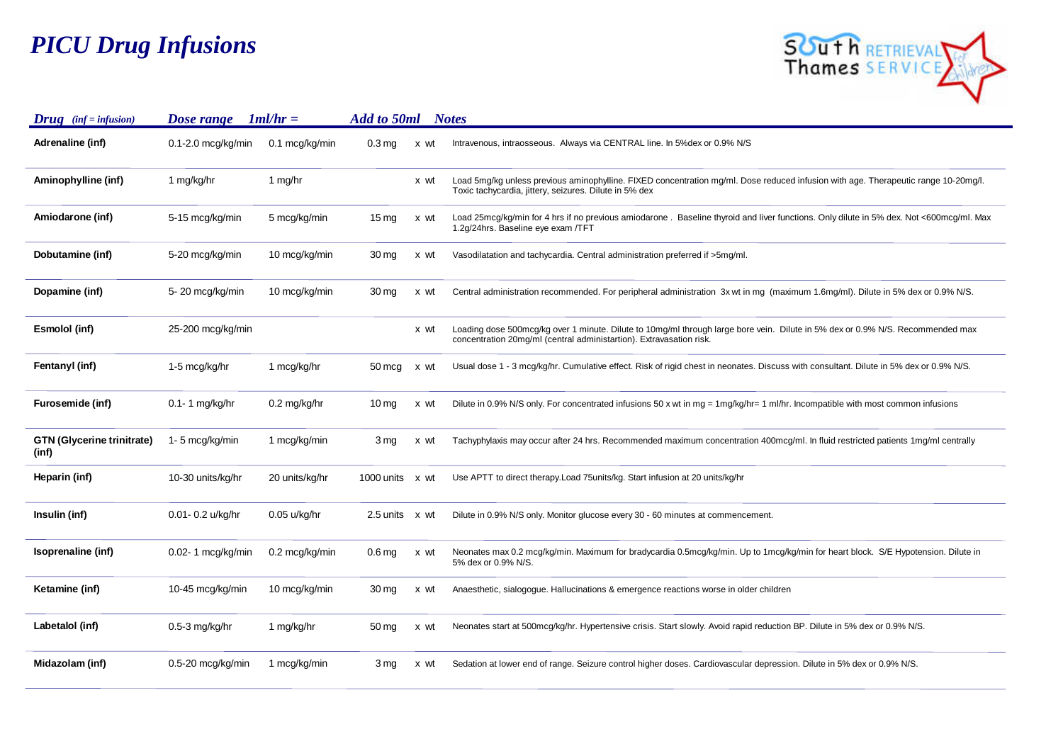# *PICU Drug Infusions*

| *Drug (inf = infusion)* | *Dose range* | *1ml/hr =* | *Add to 50ml* | | *Notes* |
|---|---|---|---|---|---|
| **Adrenaline (inf)** | 0.1-2.0 mcg/kg/min | 0.1 mcg/kg/min | 0.3 mg | x wt | Intravenous, intraosseous. Always via CENTRAL line. In 5%dex or 0.9% N/S |
| **Aminophylline (inf)** | 1 mg/kg/hr | 1 mg/hr | | x wt | Load 5mg/kg unless previous aminophylline. FIXED concentration mg/ml. Dose reduced infusion with age. Therapeutic range 10-20mg/l. Toxic tachycardia, jittery, seizures. Dilute in 5% dex |
| **Amiodarone (inf)** | 5-15 mcg/kg/min | 5 mcg/kg/min | 15 mg | x wt | Load 25mcg/kg/min for 4 hrs if no previous amiodarone . Baseline thyroid and liver functions. Only dilute in 5% dex. Not <600mcg/ml. Max 1.2g/24hrs. Baseline eye exam /TFT |
| **Dobutamine (inf)** | 5-20 mcg/kg/min | 10 mcg/kg/min | 30 mg | x wt | Vasodilatation and tachycardia. Central administration preferred if >5mg/ml. |
| **Dopamine (inf)** | 5- 20 mcg/kg/min | 10 mcg/kg/min | 30 mg | x wt | Central administration recommended. For peripheral administration 3x wt in mg (maximum 1.6mg/ml). Dilute in 5% dex or 0.9% N/S. |
| **Esmolol (inf)** | 25-200 mcg/kg/min | | | x wt | Loading dose 500mcg/kg over 1 minute. Dilute to 10mg/ml through large bore vein. Dilute in 5% dex or 0.9% N/S. Recommended max concentration 20mg/ml (central administration). Extravasation risk. |
| **Fentanyl (inf)** | 1-5 mcg/kg/hr | 1 mcg/kg/hr | 50 mcg | x wt | Usual dose 1 - 3 mcg/kg/hr. Cumulative effect. Risk of rigid chest in neonates. Discuss with consultant. Dilute in 5% dex or 0.9% N/S. |
| **Furosemide (inf)** | 0.1- 1 mg/kg/hr | 0.2 mg/kg/hr | 10 mg | x wt | Dilute in 0.9% N/S only. For concentrated infusions 50 x wt in mg = 1mg/kg/hr= 1 ml/hr. Incompatible with most common infusions |
| **GTN (Glycerine trinitrate) (inf)** | 1- 5 mcg/kg/min | 1 mcg/kg/min | 3 mg | x wt | Tachyphylaxis may occur after 24 hrs. Recommended maximum concentration 400mcg/ml. In fluid restricted patients 1mg/ml centrally |
| **Heparin (inf)** | 10-30 units/kg/hr | 20 units/kg/hr | 1000 units | x wt | Use APTT to direct therapy.Load 75units/kg. Start infusion at 20 units/kg/hr |
| **Insulin (inf)** | 0.01- 0.2 u/kg/hr | 0.05 u/kg/hr | 2.5 units | x wt | Dilute in 0.9% N/S only. Monitor glucose every 30 - 60 minutes at commencement. |
| **Isoprenaline (inf)** | 0.02- 1 mcg/kg/min | 0.2 mcg/kg/min | 0.6 mg | x wt | Neonates max 0.2 mcg/kg/min. Maximum for bradycardia 0.5mcg/kg/min. Up to 1mcg/kg/min for heart block. S/E Hypotension. Dilute in 5% dex or 0.9% N/S. |
| **Ketamine (inf)** | 10-45 mcg/kg/min | 10 mcg/kg/min | 30 mg | x wt | Anaesthetic, sialogogue. Hallucinations & emergence reactions worse in older children |
| **Labetalol (inf)** | 0.5-3 mg/kg/hr | 1 mg/kg/hr | 50 mg | x wt | Neonates start at 500mcg/kg/hr. Hypertensive crisis. Start slowly. Avoid rapid reduction BP. Dilute in 5% dex or 0.9% N/S. |
| **Midazolam (inf)** | 0.5-20 mcg/kg/min | 1 mcg/kg/min | 3 mg | x wt | Sedation at lower end of range. Seizure control higher doses. Cardiovascular depression. Dilute in 5% dex or 0.9% N/S. |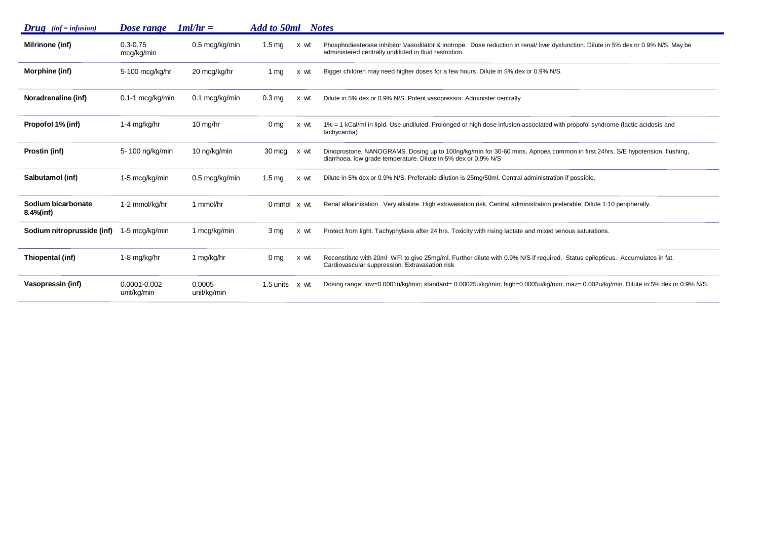| *Drug (inf = infusion)* | *Dose range* | *1ml/hr =* | *Add to 50ml* | | *Notes* |
|---|---|---|---|---|---|
| **Milrinone (inf)** | 0.3-0.75 mcg/kg/min | 0.5 mcg/kg/min | 1.5 mg | x wt | Phosphodiesterase inhibitor.Vasodilator & inotrope. Dose reduction in renal/ liver dysfunction. Dilute in 5% dex or 0.9% N/S. May be administered centrally undiluted in fluid restrcition. |
| **Morphine (inf)** | 5-100 mcg/kg/hr | 20 mcg/kg/hr | 1 mg | x wt | Bigger children may need higher doses for a few hours. Dilute in 5% dex or 0.9% N/S. |
| **Noradrenaline (inf)** | 0.1-1 mcg/kg/min | 0.1 mcg/kg/min | 0.3 mg | x wt | Dilute in 5% dex or 0.9% N/S. Potent vasopressor. Administer centrally |
| **Propofol 1% (inf)** | 1-4 mg/kg/hr | 10 mg/hr | 0 mg | x wt | 1% = 1 kCal/ml in lipid. Use undiluted. Prolonged or high dose infusion associated with propofol syndrome (lactic acidosis and tachycardia) |
| **Prostin (inf)** | 5- 100 ng/kg/min | 10 ng/kg/min | 30 mcg | x wt | Dinoprostone. NANOGRAMS. Dosing up to 100ng/kg/min for 30-60 mins. Apnoea common in first 24hrs. S/E hypotension, flushing, diarrhoea, low grade temperature. Dilute in 5% dex or 0.9% N/S |
| **Salbutamol (inf)** | 1-5 mcg/kg/min | 0.5 mcg/kg/min | 1.5 mg | x wt | Dilute in 5% dex or 0.9% N/S. Preferable dilution is 25mg/50ml. Central administration if possible. |
| **Sodium bicarbonate 8.4%(inf)** | 1-2 mmol/kg/hr | 1 mmol/hr | 0 mmol | x wt | Renal alkalinisation . Very alkaline. High extravasation risk. Central administration preferable, Dilute 1:10 peripherally. |
| **Sodium nitroprusside (inf)** | 1-5 mcg/kg/min | 1 mcg/kg/min | 3 mg | x wt | Protect from light. Tachyphylaxis after 24 hrs. Toxicity with rising lactate and mixed venous saturations. |
| **Thiopental (inf)** | 1-8 mg/kg/hr | 1 mg/kg/hr | 0 mg | x wt | Reconstitute with 20ml WFI to give 25mg/ml. Further dilute with 0.9% N/S if required. Status epilepticus. Accumulates in fat. Cardiovascular suppression. Extravasation risk |
| **Vasopressin (inf)** | 0.0001-0.002 unit/kg/min | 0.0005 unit/kg/min | 1.5 units | x wt | Dosing range: low=0.0001u/kg/min; standard= 0.00025u/kg/min; high=0.0005u/kg/min; maz= 0.002u/kg/min. Dilute in 5% dex or 0.9% N/S. |